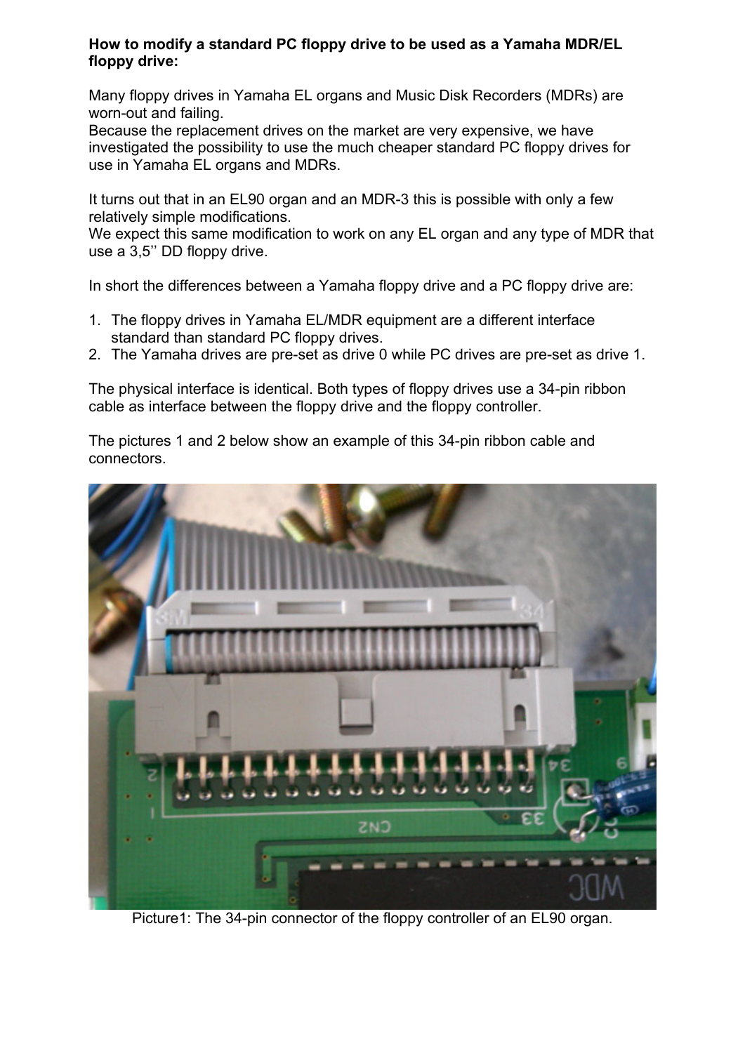**How to modify a standard PC floppy drive to be used as a Yamaha MDR/EL floppy drive:**

Many floppy drives in Yamaha EL organs and Music Disk Recorders (MDRs) are worn-out and failing.
Because the replacement drives on the market are very expensive, we have investigated the possibility to use the much cheaper standard PC floppy drives for use in Yamaha EL organs and MDRs.

It turns out that in an EL90 organ and an MDR-3 this is possible with only a few relatively simple modifications.
We expect this same modification to work on any EL organ and any type of MDR that use a 3,5'' DD floppy drive.

In short the differences between a Yamaha floppy drive and a PC floppy drive are:

1. The floppy drives in Yamaha EL/MDR equipment are a different interface standard than standard PC floppy drives.
2. The Yamaha drives are pre-set as drive 0 while PC drives are pre-set as drive 1.

The physical interface is identical. Both types of floppy drives use a 34-pin ribbon cable as interface between the floppy drive and the floppy controller.

The pictures 1 and 2 below show an example of this 34-pin ribbon cable and connectors.

Picture1: The 34-pin connector of the floppy controller of an EL90 organ.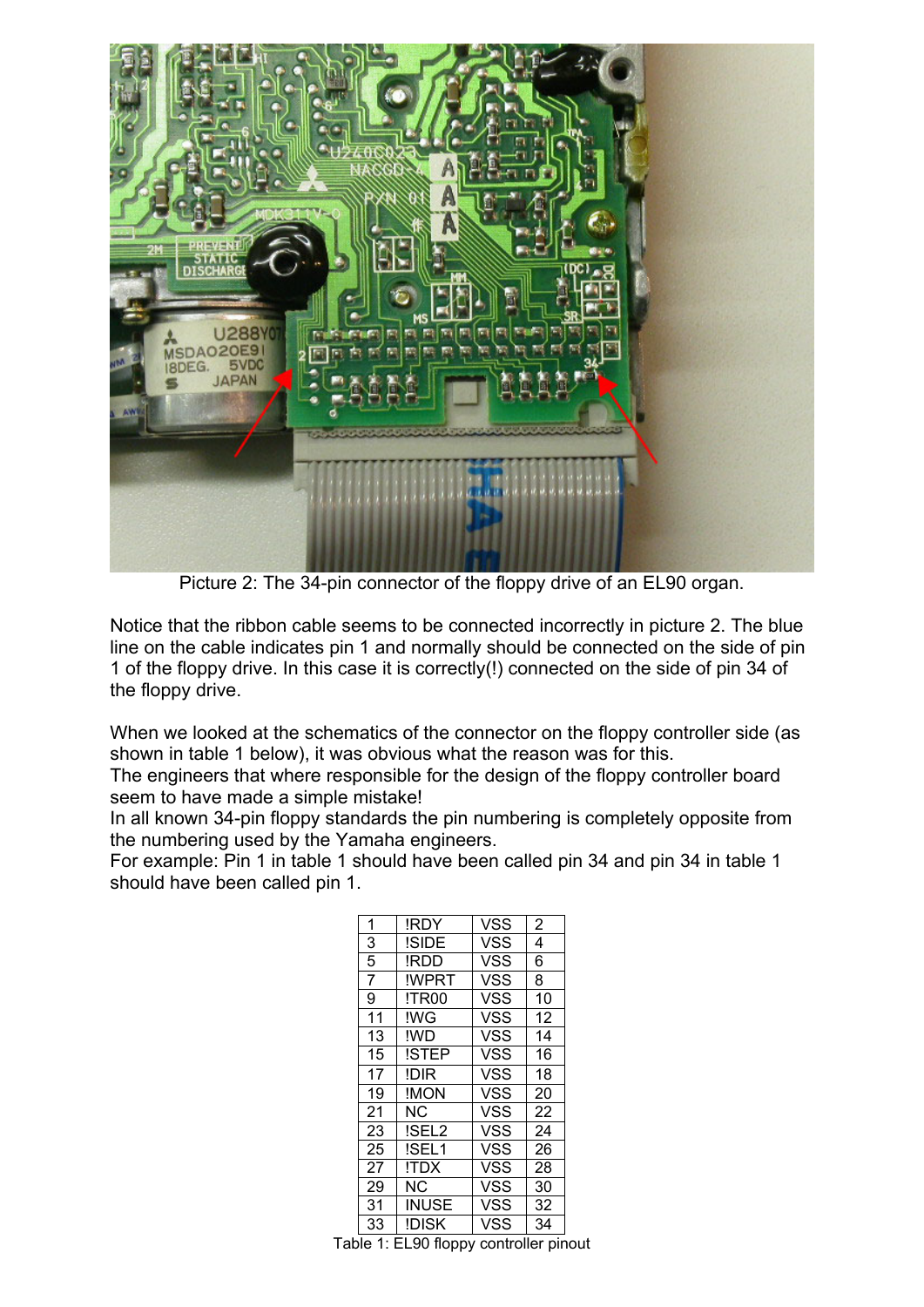Picture 2: The 34-pin connector of the floppy drive of an EL90 organ.

Notice that the ribbon cable seems to be connected incorrectly in picture 2. The blue line on the cable indicates pin 1 and normally should be connected on the side of pin 1 of the floppy drive. In this case it is correctly(!) connected on the side of pin 34 of the floppy drive.

When we looked at the schematics of the connector on the floppy controller side (as shown in table 1 below), it was obvious what the reason was for this.
The engineers that where responsible for the design of the floppy controller board seem to have made a simple mistake!
In all known 34-pin floppy standards the pin numbering is completely opposite from the numbering used by the Yamaha engineers.
For example: Pin 1 in table 1 should have been called pin 34 and pin 34 in table 1 should have been called pin 1.

| | | | |
|---|---|---|---|
| 1 | !RDY | VSS | 2 |
| 3 | !SIDE | VSS | 4 |
| 5 | !RDD | VSS | 6 |
| 7 | !WPRT | VSS | 8 |
| 9 | !TR00 | VSS | 10 |
| 11 | !WG | VSS | 12 |
| 13 | !WD | VSS | 14 |
| 15 | !STEP | VSS | 16 |
| 17 | !DIR | VSS | 18 |
| 19 | !MON | VSS | 20 |
| 21 | NC | VSS | 22 |
| 23 | !SEL2 | VSS | 24 |
| 25 | !SEL1 | VSS | 26 |
| 27 | !TDX | VSS | 28 |
| 29 | NC | VSS | 30 |
| 31 | INUSE | VSS | 32 |
| 33 | !DISK | VSS | 34 |

Table 1: EL90 floppy controller pinout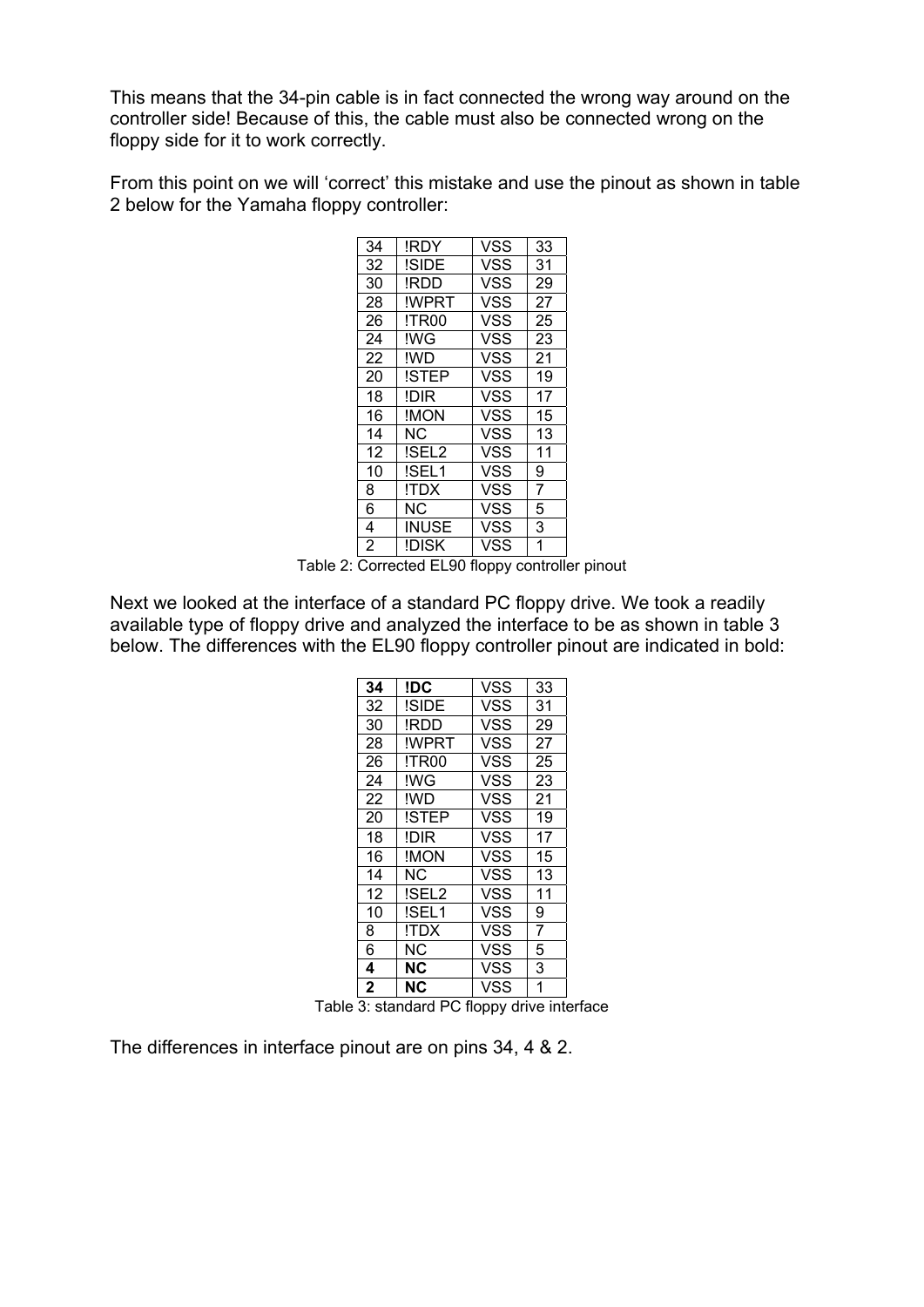This means that the 34-pin cable is in fact connected the wrong way around on the controller side! Because of this, the cable must also be connected wrong on the floppy side for it to work correctly.

From this point on we will 'correct' this mistake and use the pinout as shown in table 2 below for the Yamaha floppy controller:

| | | | |
|---|---|---|---|
| 34 | !RDY | VSS | 33 |
| 32 | !SIDE | VSS | 31 |
| 30 | !RDD | VSS | 29 |
| 28 | !WPRT | VSS | 27 |
| 26 | !TR00 | VSS | 25 |
| 24 | !WG | VSS | 23 |
| 22 | !WD | VSS | 21 |
| 20 | !STEP | VSS | 19 |
| 18 | !DIR | VSS | 17 |
| 16 | !MON | VSS | 15 |
| 14 | NC | VSS | 13 |
| 12 | !SEL2 | VSS | 11 |
| 10 | !SEL1 | VSS | 9 |
| 8 | !TDX | VSS | 7 |
| 6 | NC | VSS | 5 |
| 4 | INUSE | VSS | 3 |
| 2 | !DISK | VSS | 1 |

Table 2: Corrected EL90 floppy controller pinout

Next we looked at the interface of a standard PC floppy drive. We took a readily available type of floppy drive and analyzed the interface to be as shown in table 3 below. The differences with the EL90 floppy controller pinout are indicated in bold:

| | | | |
|---|---|---|---|
| **34** | **!DC** | VSS | 33 |
| 32 | !SIDE | VSS | 31 |
| 30 | !RDD | VSS | 29 |
| 28 | !WPRT | VSS | 27 |
| 26 | !TR00 | VSS | 25 |
| 24 | !WG | VSS | 23 |
| 22 | !WD | VSS | 21 |
| 20 | !STEP | VSS | 19 |
| 18 | !DIR | VSS | 17 |
| 16 | !MON | VSS | 15 |
| 14 | NC | VSS | 13 |
| 12 | !SEL2 | VSS | 11 |
| 10 | !SEL1 | VSS | 9 |
| 8 | !TDX | VSS | 7 |
| 6 | NC | VSS | 5 |
| **4** | **NC** | VSS | 3 |
| **2** | **NC** | VSS | 1 |

Table 3: standard PC floppy drive interface

The differences in interface pinout are on pins 34, 4 & 2.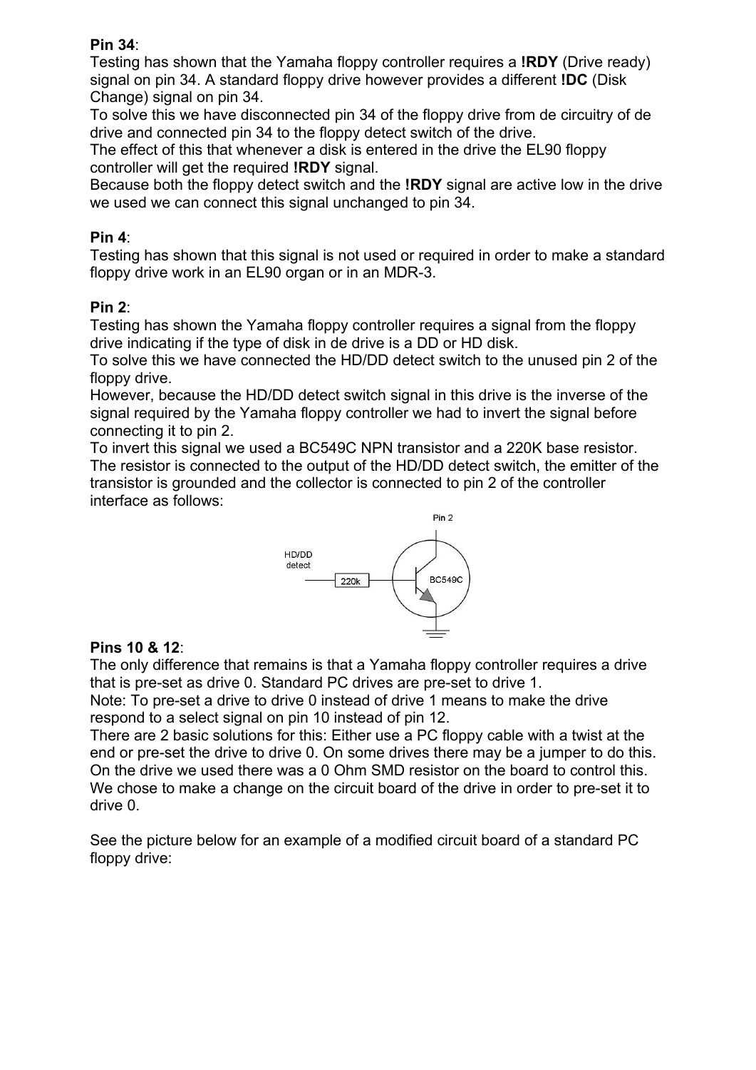**Pin 34**:

Testing has shown that the Yamaha floppy controller requires a **!RDY** (Drive ready) signal on pin 34. A standard floppy drive however provides a different **!DC** (Disk Change) signal on pin 34.

To solve this we have disconnected pin 34 of the floppy drive from de circuitry of de drive and connected pin 34 to the floppy detect switch of the drive.

The effect of this that whenever a disk is entered in the drive the EL90 floppy controller will get the required **!RDY** signal.

Because both the floppy detect switch and the **!RDY** signal are active low in the drive we used we can connect this signal unchanged to pin 34.

**Pin 4**:

Testing has shown that this signal is not used or required in order to make a standard floppy drive work in an EL90 organ or in an MDR-3.

**Pin 2**:

Testing has shown the Yamaha floppy controller requires a signal from the floppy drive indicating if the type of disk in de drive is a DD or HD disk.

To solve this we have connected the HD/DD detect switch to the unused pin 2 of the floppy drive.

However, because the HD/DD detect switch signal in this drive is the inverse of the signal required by the Yamaha floppy controller we had to invert the signal before connecting it to pin 2.

To invert this signal we used a BC549C NPN transistor and a 220K base resistor. The resistor is connected to the output of the HD/DD detect switch, the emitter of the transistor is grounded and the collector is connected to pin 2 of the controller interface as follows:

Pin 2

HD/DD detect

220k

BC549C

**Pins 10 & 12**:

The only difference that remains is that a Yamaha floppy controller requires a drive that is pre-set as drive 0. Standard PC drives are pre-set to drive 1.

Note: To pre-set a drive to drive 0 instead of drive 1 means to make the drive respond to a select signal on pin 10 instead of pin 12.

There are 2 basic solutions for this: Either use a PC floppy cable with a twist at the end or pre-set the drive to drive 0. On some drives there may be a jumper to do this. On the drive we used there was a 0 Ohm SMD resistor on the board to control this. We chose to make a change on the circuit board of the drive in order to pre-set it to drive 0.

See the picture below for an example of a modified circuit board of a standard PC floppy drive: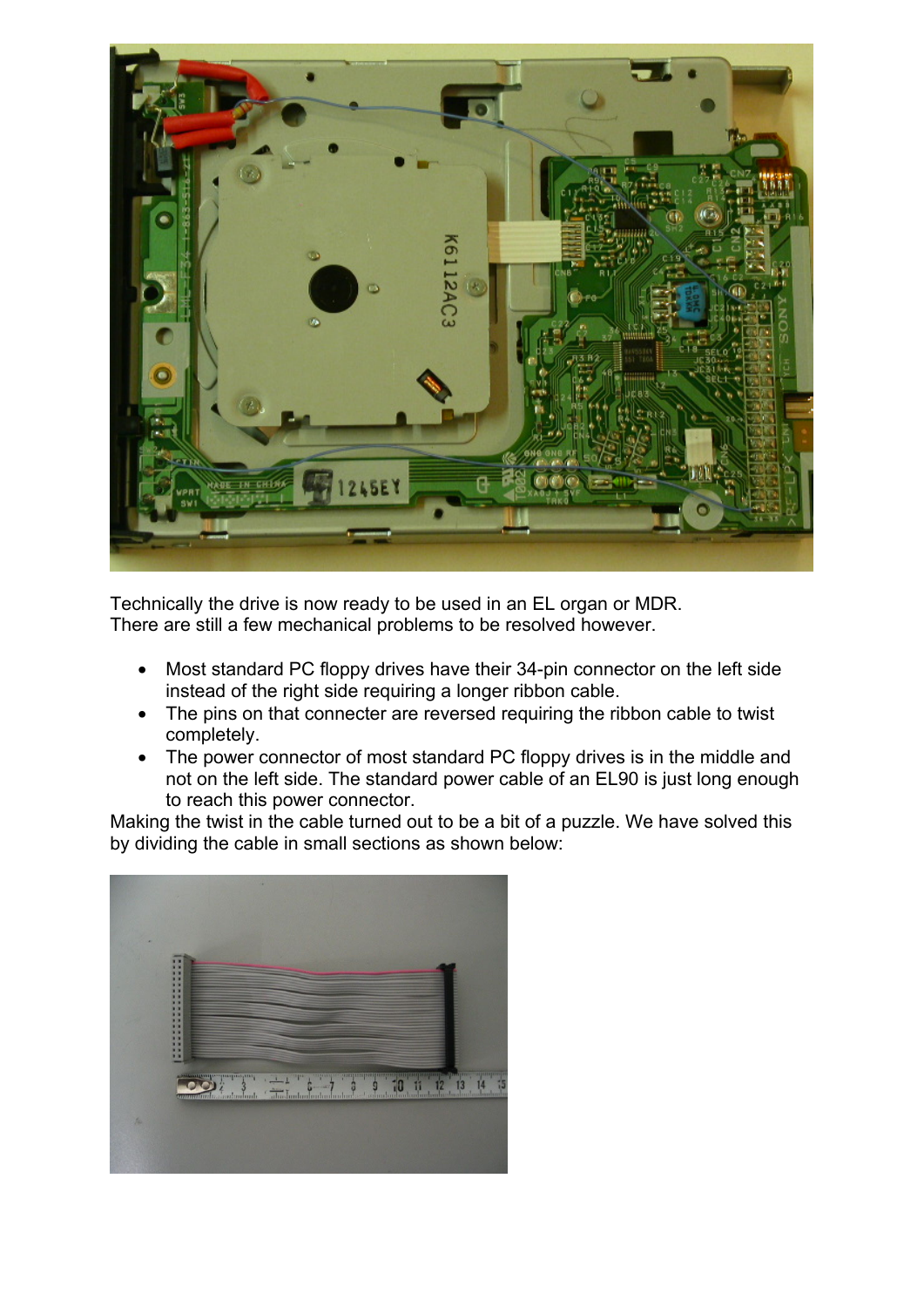Technically the drive is now ready to be used in an EL organ or MDR.
There are still a few mechanical problems to be resolved however.

- Most standard PC floppy drives have their 34-pin connector on the left side instead of the right side requiring a longer ribbon cable.
- The pins on that connecter are reversed requiring the ribbon cable to twist completely.
- The power connector of most standard PC floppy drives is in the middle and not on the left side. The standard power cable of an EL90 is just long enough to reach this power connector.

Making the twist in the cable turned out to be a bit of a puzzle. We have solved this by dividing the cable in small sections as shown below: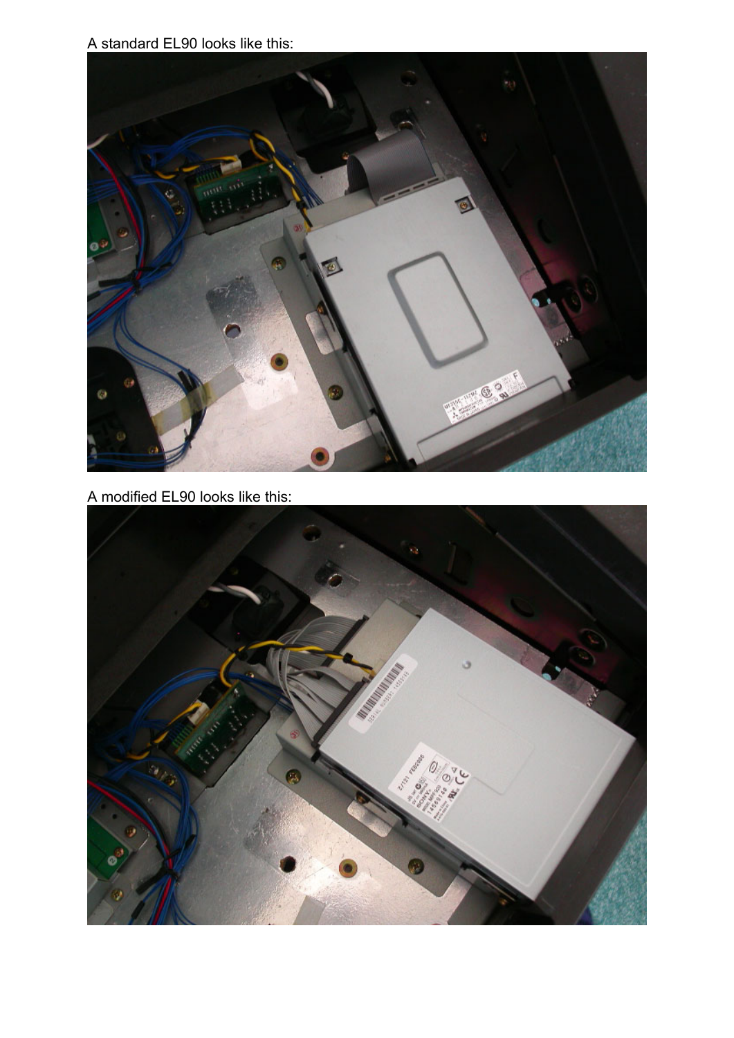A standard EL90 looks like this:

A modified EL90 looks like this: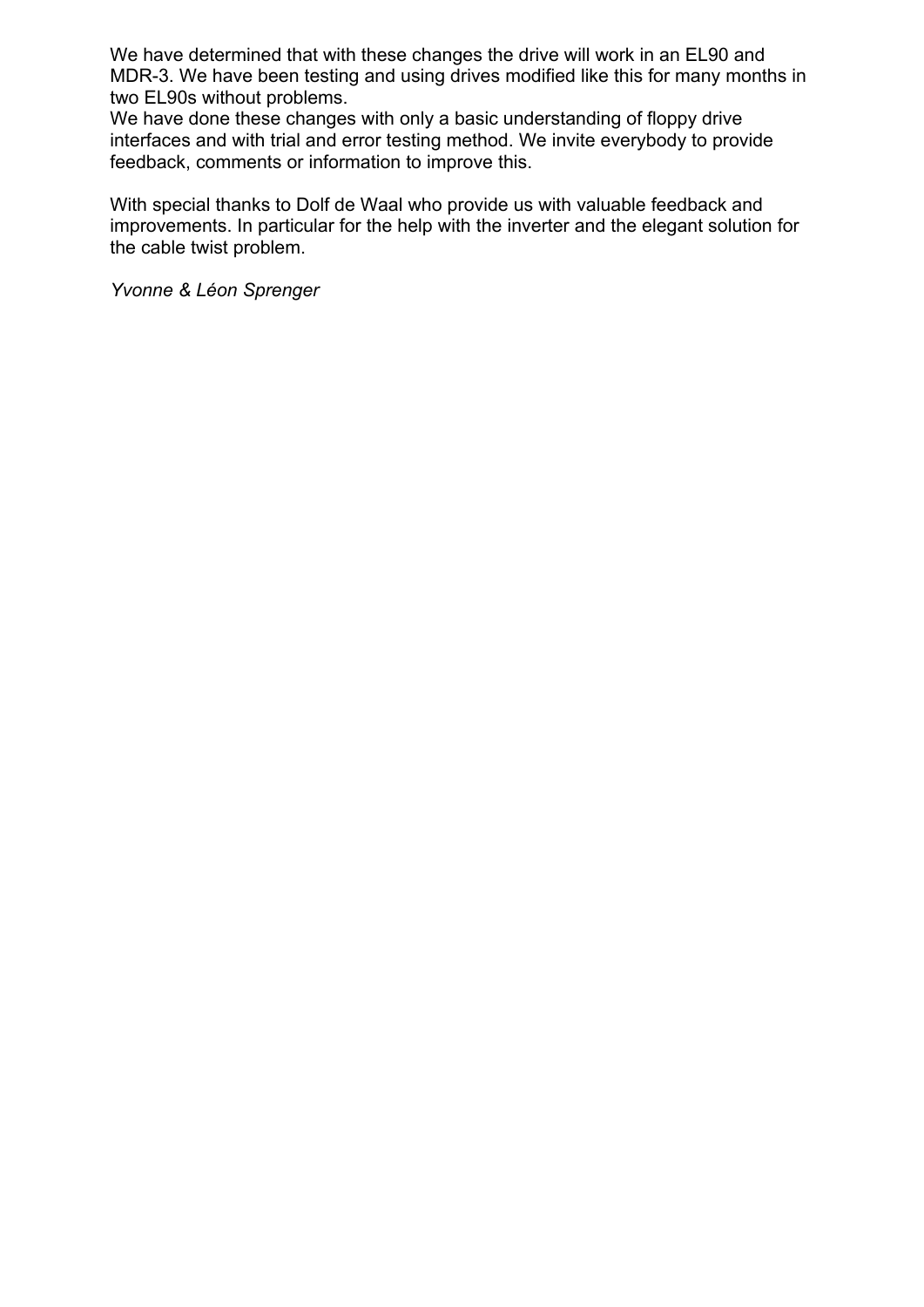We have determined that with these changes the drive will work in an EL90 and MDR-3. We have been testing and using drives modified like this for many months in two EL90s without problems.
We have done these changes with only a basic understanding of floppy drive interfaces and with trial and error testing method. We invite everybody to provide feedback, comments or information to improve this.

With special thanks to Dolf de Waal who provide us with valuable feedback and improvements. In particular for the help with the inverter and the elegant solution for the cable twist problem.

*Yvonne & Léon Sprenger*